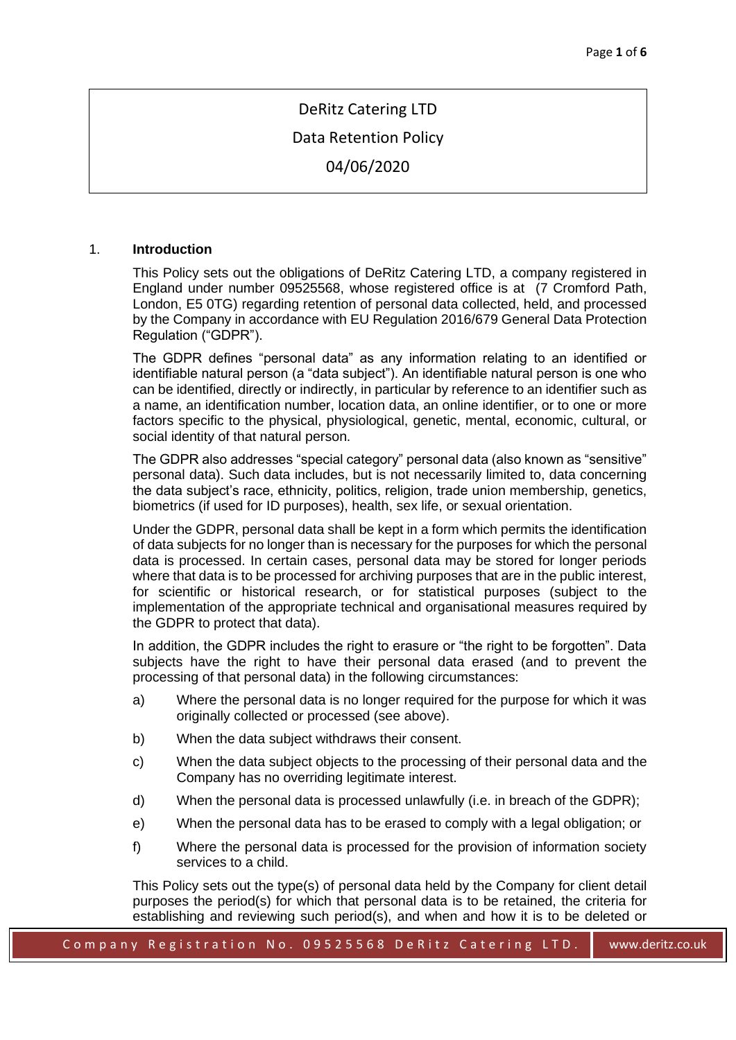DeRitz Catering LTD

Data Retention Policy

04/06/2020

## 1. Introduction

This Policy sets out the obligations of DeRitz Catering LTD, a company registered in England under number 09525568, whose registered office is at (7 Cromford Path, London, E5 0TG) regarding retention of personal data collected, held, and processed by the Company in accordance with EU Regulation 2016/679 General Data Protection Regulation ("GDPR").

The GDPR defines "personal data" as any information relating to an identified or identifiable natural person (a "data subject"). An identifiable natural person is one who can be identified, directly or indirectly, in particular by reference to an identifier such as a name, an identification number, location data, an online identifier, or to one or more factors specific to the physical, physiological, genetic, mental, economic, cultural, or social identity of that natural person.

The GDPR also addresses "special category" personal data (also known as "sensitive" personal data). Such data includes, but is not necessarily limited to, data concerning the data subject's race, ethnicity, politics, religion, trade union membership, genetics, biometrics (if used for ID purposes), health, sex life, or sexual orientation.

Under the GDPR, personal data shall be kept in a form which permits the identification of data subjects for no longer than is necessary for the purposes for which the personal data is processed. In certain cases, personal data may be stored for longer periods where that data is to be processed for archiving purposes that are in the public interest, for scientific or historical research, or for statistical purposes (subject to the implementation of the appropriate technical and organisational measures required by the GDPR to protect that data).

In addition, the GDPR includes the right to erasure or "the right to be forgotten". Data subjects have the right to have their personal data erased (and to prevent the processing of that personal data) in the following circumstances:

a) Where the personal data is no longer required for the purpose for which it was originally collected or processed (see above).

b) When the data subject withdraws their consent.

c) When the data subject objects to the processing of their personal data and the Company has no overriding legitimate interest.

d) When the personal data is processed unlawfully (i.e. in breach of the GDPR);

e) When the personal data has to be erased to comply with a legal obligation; or

f) Where the personal data is processed for the provision of information society services to a child.

This Policy sets out the type(s) of personal data held by the Company for client detail purposes the period(s) for which that personal data is to be retained, the criteria for establishing and reviewing such period(s), and when and how it is to be deleted or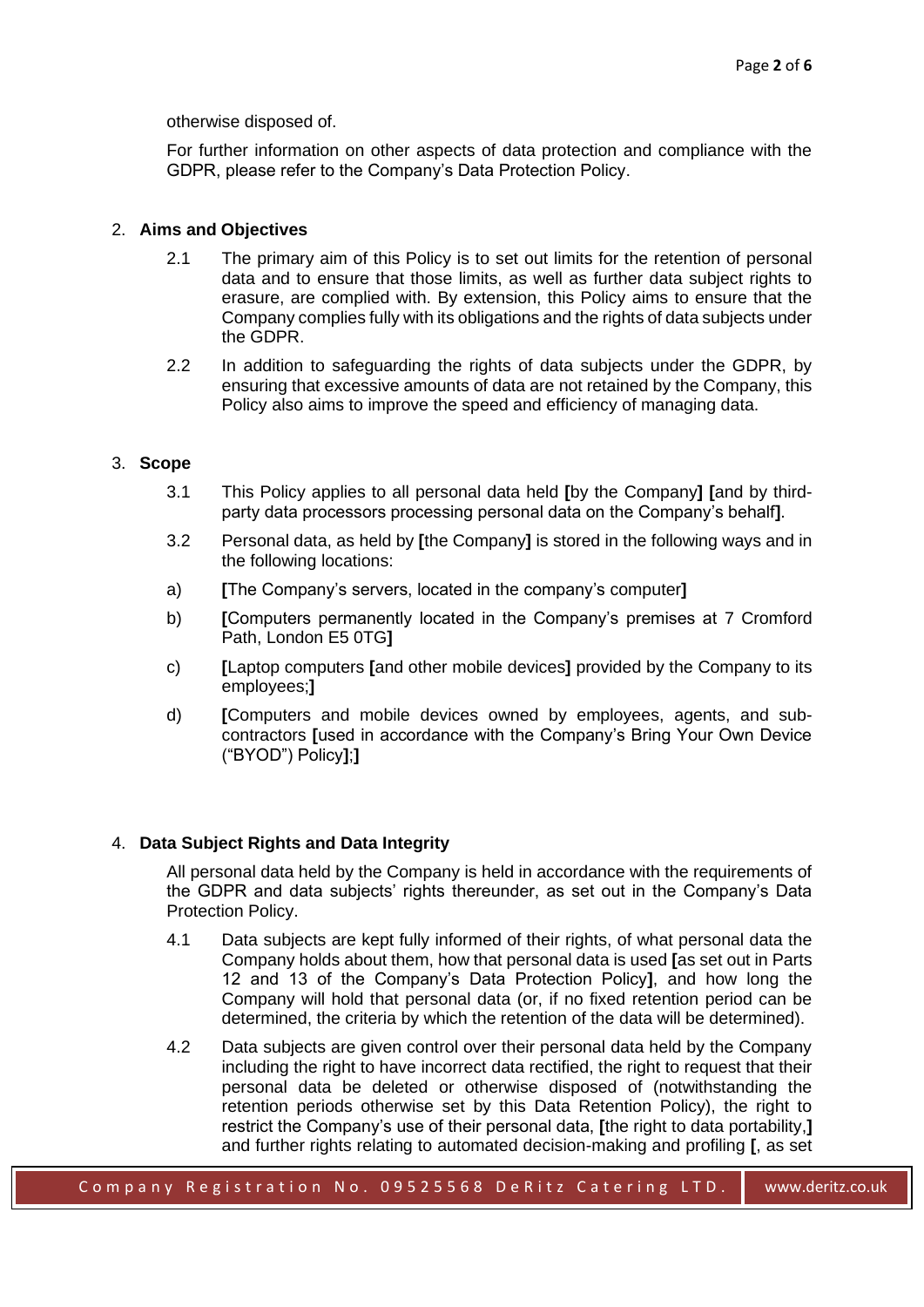otherwise disposed of.

For further information on other aspects of data protection and compliance with the GDPR, please refer to the Company's Data Protection Policy.

## 2. **Aims and Objectives**

2.1 The primary aim of this Policy is to set out limits for the retention of personal data and to ensure that those limits, as well as further data subject rights to erasure, are complied with. By extension, this Policy aims to ensure that the Company complies fully with its obligations and the rights of data subjects under the GDPR.

2.2 In addition to safeguarding the rights of data subjects under the GDPR, by ensuring that excessive amounts of data are not retained by the Company, this Policy also aims to improve the speed and efficiency of managing data.

## 3. **Scope**

3.1 This Policy applies to all personal data held **[**by the Company**]** **[**and by third-party data processors processing personal data on the Company's behalf**]**.

3.2 Personal data, as held by **[**the Company**]** is stored in the following ways and in the following locations:

a) **[**The Company's servers, located in the company's computer**]**

b) **[**Computers permanently located in the Company's premises at 7 Cromford Path, London E5 0TG**]**

c) **[**Laptop computers **[**and other mobile devices**]** provided by the Company to its employees;**]**

d) **[**Computers and mobile devices owned by employees, agents, and sub-contractors **[**used in accordance with the Company's Bring Your Own Device ("BYOD") Policy**]**;**]**

## 4. **Data Subject Rights and Data Integrity**

All personal data held by the Company is held in accordance with the requirements of the GDPR and data subjects' rights thereunder, as set out in the Company's Data Protection Policy.

4.1 Data subjects are kept fully informed of their rights, of what personal data the Company holds about them, how that personal data is used **[**as set out in Parts 12 and 13 of the Company's Data Protection Policy**]**, and how long the Company will hold that personal data (or, if no fixed retention period can be determined, the criteria by which the retention of the data will be determined).

4.2 Data subjects are given control over their personal data held by the Company including the right to have incorrect data rectified, the right to request that their personal data be deleted or otherwise disposed of (notwithstanding the retention periods otherwise set by this Data Retention Policy), the right to restrict the Company's use of their personal data, **[**the right to data portability,**]** and further rights relating to automated decision-making and profiling **[**, as set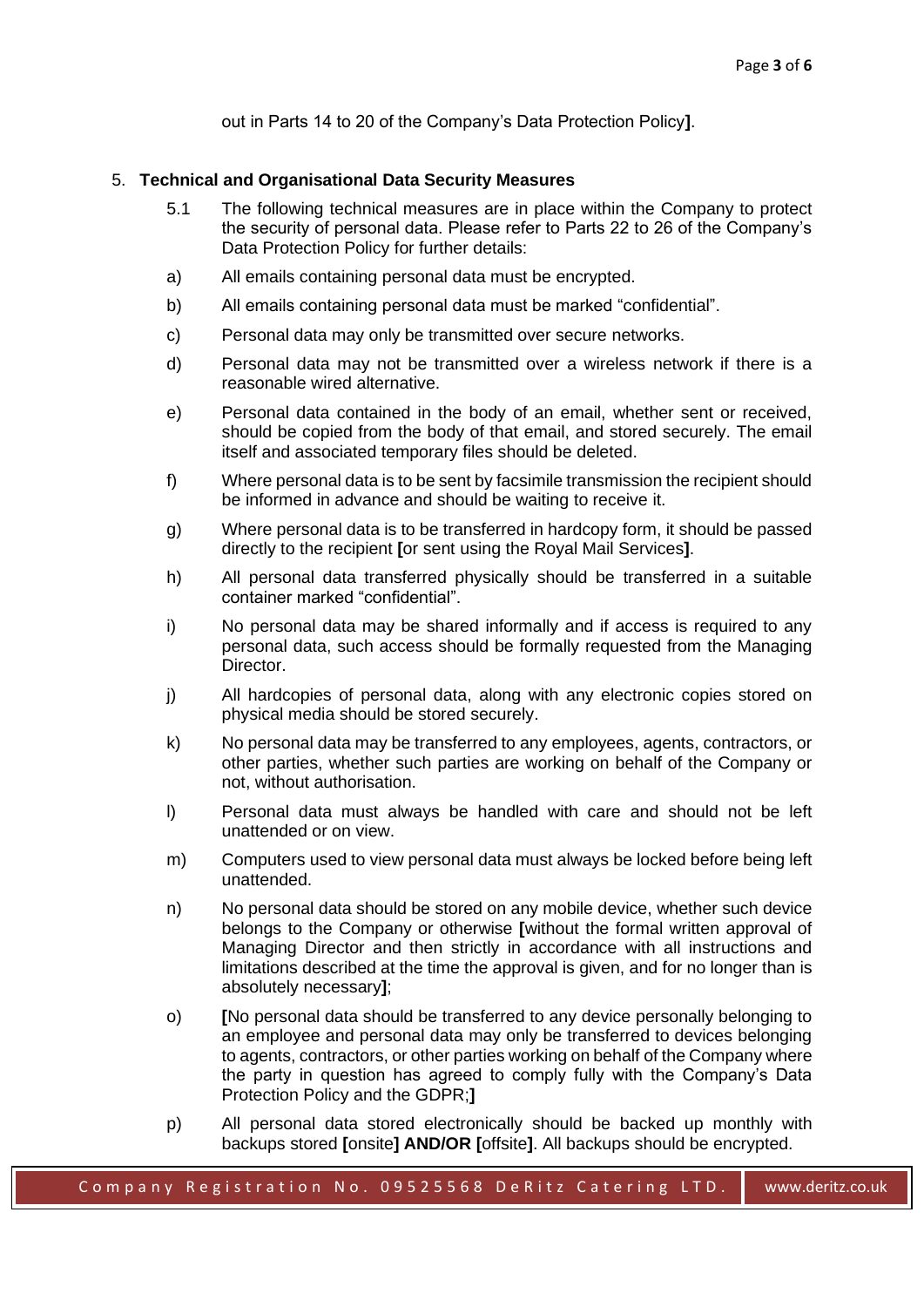out in Parts 14 to 20 of the Company's Data Protection Policy**]**.

5. **Technical and Organisational Data Security Measures**

5.1 The following technical measures are in place within the Company to protect the security of personal data. Please refer to Parts 22 to 26 of the Company's Data Protection Policy for further details:

a) All emails containing personal data must be encrypted.

b) All emails containing personal data must be marked "confidential".

c) Personal data may only be transmitted over secure networks.

d) Personal data may not be transmitted over a wireless network if there is a reasonable wired alternative.

e) Personal data contained in the body of an email, whether sent or received, should be copied from the body of that email, and stored securely. The email itself and associated temporary files should be deleted.

f) Where personal data is to be sent by facsimile transmission the recipient should be informed in advance and should be waiting to receive it.

g) Where personal data is to be transferred in hardcopy form, it should be passed directly to the recipient **[**or sent using the Royal Mail Services**]**.

h) All personal data transferred physically should be transferred in a suitable container marked "confidential".

i) No personal data may be shared informally and if access is required to any personal data, such access should be formally requested from the Managing Director.

j) All hardcopies of personal data, along with any electronic copies stored on physical media should be stored securely.

k) No personal data may be transferred to any employees, agents, contractors, or other parties, whether such parties are working on behalf of the Company or not, without authorisation.

l) Personal data must always be handled with care and should not be left unattended or on view.

m) Computers used to view personal data must always be locked before being left unattended.

n) No personal data should be stored on any mobile device, whether such device belongs to the Company or otherwise **[**without the formal written approval of Managing Director and then strictly in accordance with all instructions and limitations described at the time the approval is given, and for no longer than is absolutely necessary**]**;

o) **[**No personal data should be transferred to any device personally belonging to an employee and personal data may only be transferred to devices belonging to agents, contractors, or other parties working on behalf of the Company where the party in question has agreed to comply fully with the Company's Data Protection Policy and the GDPR;**]**

p) All personal data stored electronically should be backed up monthly with backups stored **[**onsite**] AND/OR [**offsite**]**. All backups should be encrypted.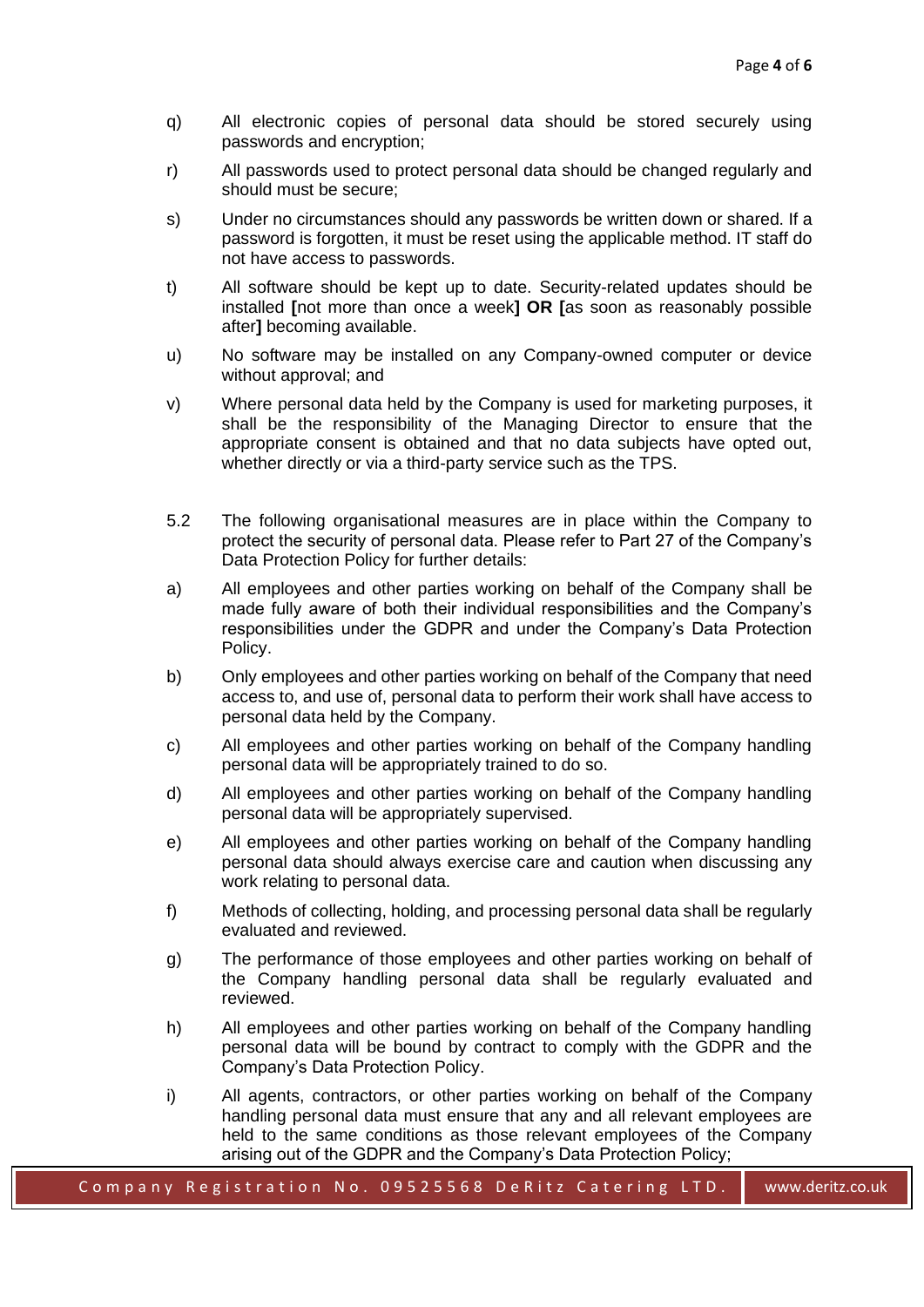q) All electronic copies of personal data should be stored securely using passwords and encryption;

r) All passwords used to protect personal data should be changed regularly and should must be secure;

s) Under no circumstances should any passwords be written down or shared. If a password is forgotten, it must be reset using the applicable method. IT staff do not have access to passwords.

t) All software should be kept up to date. Security-related updates should be installed **[**not more than once a week**]** **OR** **[**as soon as reasonably possible after**]** becoming available.

u) No software may be installed on any Company-owned computer or device without approval; and

v) Where personal data held by the Company is used for marketing purposes, it shall be the responsibility of the Managing Director to ensure that the appropriate consent is obtained and that no data subjects have opted out, whether directly or via a third-party service such as the TPS.

5.2 The following organisational measures are in place within the Company to protect the security of personal data. Please refer to Part 27 of the Company's Data Protection Policy for further details:

a) All employees and other parties working on behalf of the Company shall be made fully aware of both their individual responsibilities and the Company's responsibilities under the GDPR and under the Company's Data Protection Policy.

b) Only employees and other parties working on behalf of the Company that need access to, and use of, personal data to perform their work shall have access to personal data held by the Company.

c) All employees and other parties working on behalf of the Company handling personal data will be appropriately trained to do so.

d) All employees and other parties working on behalf of the Company handling personal data will be appropriately supervised.

e) All employees and other parties working on behalf of the Company handling personal data should always exercise care and caution when discussing any work relating to personal data.

f) Methods of collecting, holding, and processing personal data shall be regularly evaluated and reviewed.

g) The performance of those employees and other parties working on behalf of the Company handling personal data shall be regularly evaluated and reviewed.

h) All employees and other parties working on behalf of the Company handling personal data will be bound by contract to comply with the GDPR and the Company's Data Protection Policy.

i) All agents, contractors, or other parties working on behalf of the Company handling personal data must ensure that any and all relevant employees are held to the same conditions as those relevant employees of the Company arising out of the GDPR and the Company's Data Protection Policy;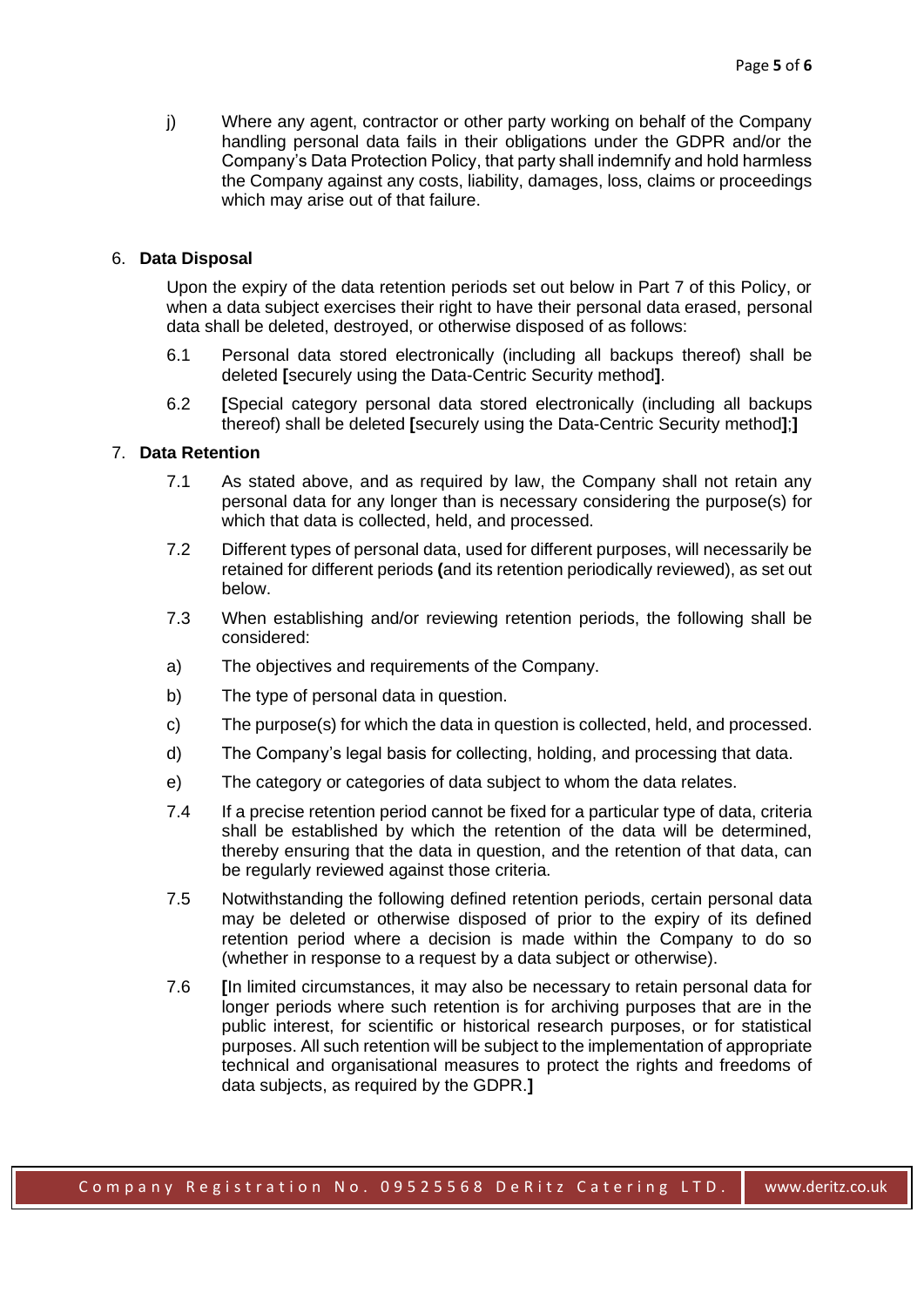j) Where any agent, contractor or other party working on behalf of the Company handling personal data fails in their obligations under the GDPR and/or the Company's Data Protection Policy, that party shall indemnify and hold harmless the Company against any costs, liability, damages, loss, claims or proceedings which may arise out of that failure.

## 6. Data Disposal

Upon the expiry of the data retention periods set out below in Part 7 of this Policy, or when a data subject exercises their right to have their personal data erased, personal data shall be deleted, destroyed, or otherwise disposed of as follows:

6.1 Personal data stored electronically (including all backups thereof) shall be deleted **[**securely using the Data-Centric Security method**]**.

6.2 **[**Special category personal data stored electronically (including all backups thereof) shall be deleted **[**securely using the Data-Centric Security method**]**;**]**

## 7. Data Retention

7.1 As stated above, and as required by law, the Company shall not retain any personal data for any longer than is necessary considering the purpose(s) for which that data is collected, held, and processed.

7.2 Different types of personal data, used for different purposes, will necessarily be retained for different periods **(**and its retention periodically reviewed), as set out below.

7.3 When establishing and/or reviewing retention periods, the following shall be considered:

a) The objectives and requirements of the Company.

b) The type of personal data in question.

c) The purpose(s) for which the data in question is collected, held, and processed.

d) The Company's legal basis for collecting, holding, and processing that data.

e) The category or categories of data subject to whom the data relates.

7.4 If a precise retention period cannot be fixed for a particular type of data, criteria shall be established by which the retention of the data will be determined, thereby ensuring that the data in question, and the retention of that data, can be regularly reviewed against those criteria.

7.5 Notwithstanding the following defined retention periods, certain personal data may be deleted or otherwise disposed of prior to the expiry of its defined retention period where a decision is made within the Company to do so (whether in response to a request by a data subject or otherwise).

7.6 **[**In limited circumstances, it may also be necessary to retain personal data for longer periods where such retention is for archiving purposes that are in the public interest, for scientific or historical research purposes, or for statistical purposes. All such retention will be subject to the implementation of appropriate technical and organisational measures to protect the rights and freedoms of data subjects, as required by the GDPR.**]**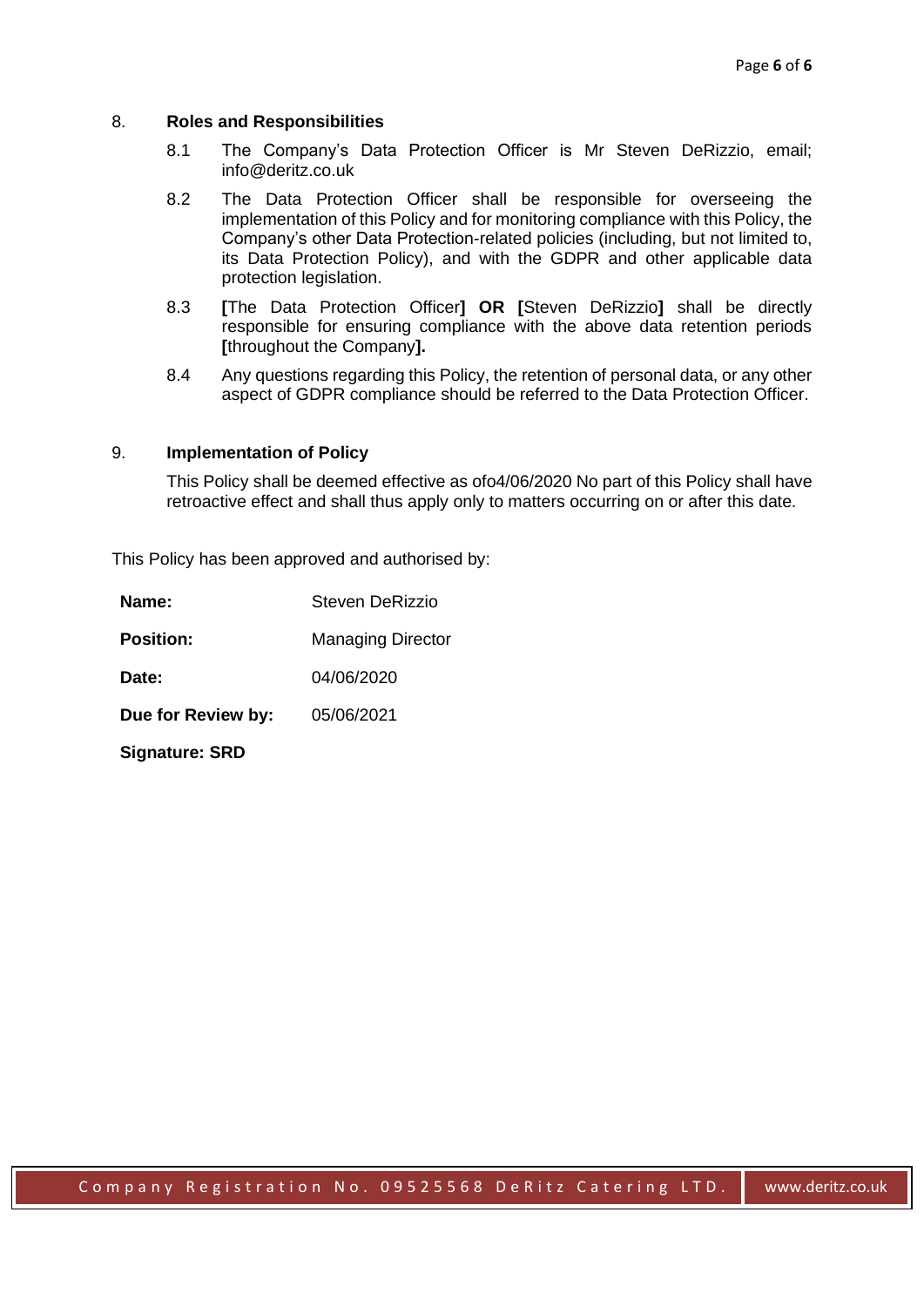## 8. **Roles and Responsibilities**

8.1 The Company's Data Protection Officer is Mr Steven DeRizzio, email; info@deritz.co.uk

8.2 The Data Protection Officer shall be responsible for overseeing the implementation of this Policy and for monitoring compliance with this Policy, the Company's other Data Protection-related policies (including, but not limited to, its Data Protection Policy), and with the GDPR and other applicable data protection legislation.

8.3 **[**The Data Protection Officer**]** **OR** **[**Steven DeRizzio**]** shall be directly responsible for ensuring compliance with the above data retention periods **[**throughout the Company**].**

8.4 Any questions regarding this Policy, the retention of personal data, or any other aspect of GDPR compliance should be referred to the Data Protection Officer.

## 9. **Implementation of Policy**

This Policy shall be deemed effective as ofo4/06/2020 No part of this Policy shall have retroactive effect and shall thus apply only to matters occurring on or after this date.

This Policy has been approved and authorised by:

| | |
|---|---|
| **Name:** | Steven DeRizzio |
| **Position:** | Managing Director |
| **Date:** | 04/06/2020 |
| **Due for Review by:** | 05/06/2021 |
| **Signature: SRD** | |

Company Registration No. 09525568 DeRitz Catering LTD. www.deritz.co.uk